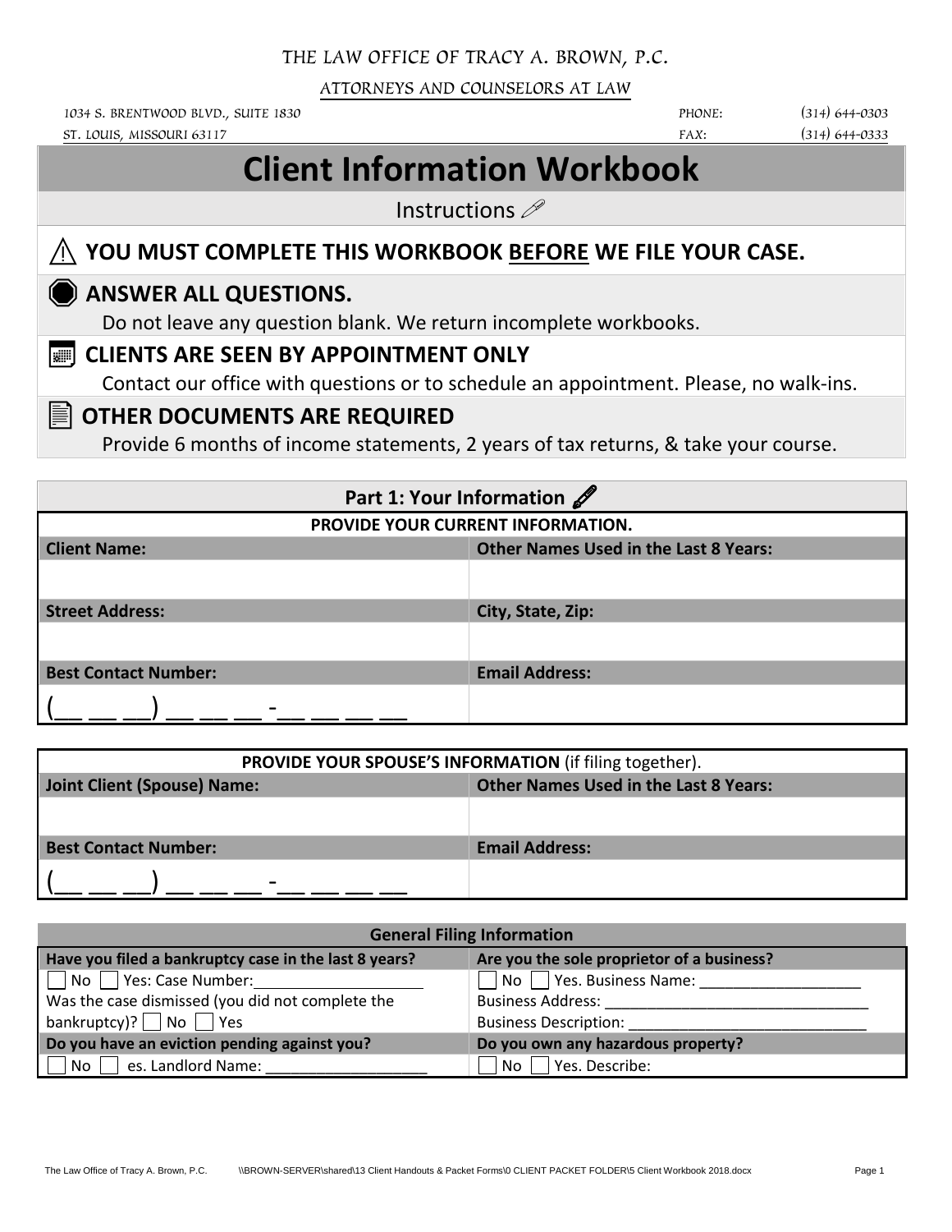THE LAW OFFICE OF TRACY A. BROWN, P.C.

ATTORNEYS AND COUNSELORS AT LAW

1034 S. BRENTWOOD BLVD., SUITE 1830
ST. LOUIS, MISSOURI 63117

PHONE: (314) 644-0303
FAX: (314) 644-0333

# Client Information Workbook

Instructions

## ⚠ YOU MUST COMPLETE THIS WORKBOOK BEFORE WE FILE YOUR CASE.

## ANSWER ALL QUESTIONS.

Do not leave any question blank. We return incomplete workbooks.

## CLIENTS ARE SEEN BY APPOINTMENT ONLY

Contact our office with questions or to schedule an appointment. Please, no walk-ins.

## OTHER DOCUMENTS ARE REQUIRED

Provide 6 months of income statements, 2 years of tax returns, & take your course.

## Part 1: Your Information

**PROVIDE YOUR CURRENT INFORMATION.**

| Client Name: | Other Names Used in the Last 8 Years: |
|---|---|
| | |
| **Street Address:** | **City, State, Zip:** |
| | |
| **Best Contact Number:** | **Email Address:** |
| (__ __ __) __ __ __ -__ __ __ __ | |

**PROVIDE YOUR SPOUSE'S INFORMATION** (if filing together).

| Joint Client (Spouse) Name: | Other Names Used in the Last 8 Years: |
|---|---|
| | |
| **Best Contact Number:** | **Email Address:** |
| (__ __ __) __ __ __ -__ __ __ __ | |

**General Filing Information**

| Have you filed a bankruptcy case in the last 8 years? | Are you the sole proprietor of a business? |
|---|---|
| ☐ No ☐ Yes: Case Number:____________________<br>Was the case dismissed (you did not complete the bankruptcy)? ☐ No ☐ Yes | ☐ No ☐ Yes. Business Name: ____________________<br>Business Address: ________________________________<br>Business Description: ____________________________ |
| **Do you have an eviction pending against you?** | **Do you own any hazardous property?** |
| ☐ No ☐ es. Landlord Name: ____________________ | ☐ No ☐ Yes. Describe: |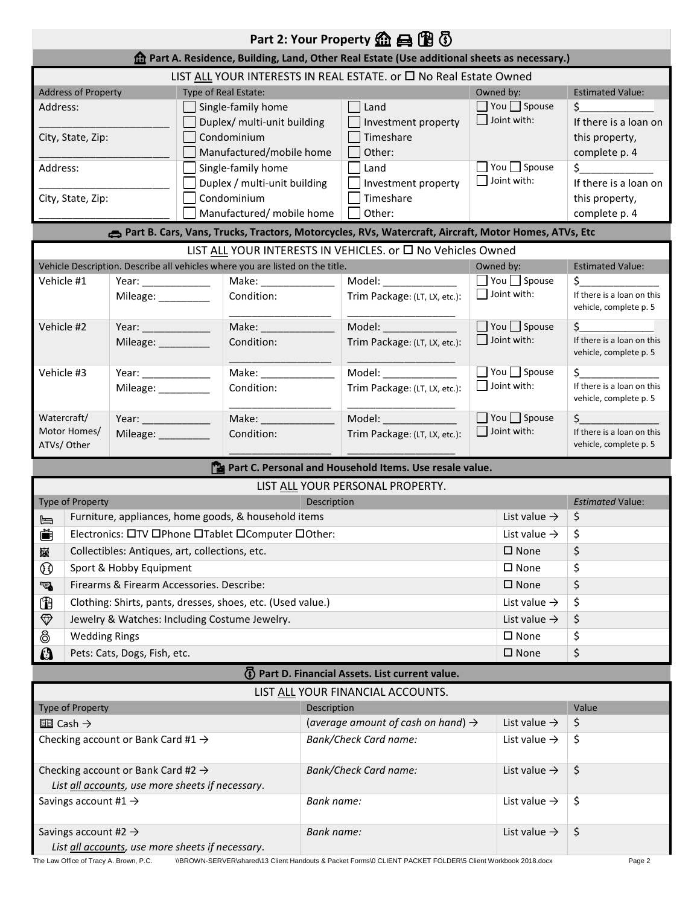## Part 2: Your Property

### Part A. Residence, Building, Land, Other Real Estate (Use additional sheets as necessary.)

LIST ALL YOUR INTERESTS IN REAL ESTATE. or ☐ No Real Estate Owned

| Address of Property | Type of Real Estate: | | Owned by: | Estimated Value: |
|---|---|---|---|---|
| Address: ____________________ City, State, Zip: ____________________ | ☐ Single-family home ☐ Duplex/ multi-unit building ☐ Condominium ☐ Manufactured/mobile home | ☐ Land ☐ Investment property ☐ Timeshare ☐ Other: | ☐ You ☐ Spouse ☐ Joint with: | $__________ If there is a loan on this property, complete p. 4 |
| Address: ____________________ City, State, Zip: ____________________ | ☐ Single-family home ☐ Duplex / multi-unit building ☐ Condominium ☐ Manufactured/ mobile home | ☐ Land ☐ Investment property ☐ Timeshare ☐ Other: | ☐ You ☐ Spouse ☐ Joint with: | $__________ If there is a loan on this property, complete p. 4 |

### Part B. Cars, Vans, Trucks, Tractors, Motorcycles, RVs, Watercraft, Aircraft, Motor Homes, ATVs, Etc

LIST ALL YOUR INTERESTS IN VEHICLES. or ☐ No Vehicles Owned

| Vehicle Description. Describe all vehicles where you are listed on the title. | | | | Owned by: | Estimated Value: |
|---|---|---|---|---|---|
| Vehicle #1 | Year: ________ Mileage: ________ | Make: ________ Condition: ________ | Model: ________ Trim Package: (LT, LX, etc.): ________ | ☐ You ☐ Spouse ☐ Joint with: | $__________ If there is a loan on this vehicle, complete p. 5 |
| Vehicle #2 | Year: ________ Mileage: ________ | Make: ________ Condition: ________ | Model: ________ Trim Package: (LT, LX, etc.): ________ | ☐ You ☐ Spouse ☐ Joint with: | $__________ If there is a loan on this vehicle, complete p. 5 |
| Vehicle #3 | Year: ________ Mileage: ________ | Make: ________ Condition: ________ | Model: ________ Trim Package: (LT, LX, etc.): ________ | ☐ You ☐ Spouse ☐ Joint with: | $__________ If there is a loan on this vehicle, complete p. 5 |
| Watercraft/ Motor Homes/ ATVs/ Other | Year: ________ Mileage: ________ | Make: ________ Condition: ________ | Model: ________ Trim Package: (LT, LX, etc.): ________ | ☐ You ☐ Spouse ☐ Joint with: | $__________ If there is a loan on this vehicle, complete p. 5 |

### Part C. Personal and Household Items. Use resale value.

LIST ALL YOUR PERSONAL PROPERTY.

| Type of Property | Description | | *Estimated* Value: |
|---|---|---|---|
| Furniture, appliances, home goods, & household items | | List value → | $ |
| Electronics: ☐TV ☐Phone ☐Tablet ☐Computer ☐Other: | | List value → | $ |
| Collectibles: Antiques, art, collections, etc. | | ☐ None | $ |
| Sport & Hobby Equipment | | ☐ None | $ |
| Firearms & Firearm Accessories. Describe: | | ☐ None | $ |
| Clothing: Shirts, pants, dresses, shoes, etc. (Used value.) | | List value → | $ |
| Jewelry & Watches: Including Costume Jewelry. | | List value → | $ |
| Wedding Rings | | ☐ None | $ |
| Pets: Cats, Dogs, Fish, etc. | | ☐ None | $ |

### Part D. Financial Assets. List current value.

LIST ALL YOUR FINANCIAL ACCOUNTS.

| Type of Property | Description | | Value |
|---|---|---|---|
| Cash → | (*average amount of cash on hand*) → | List value → | $ |
| Checking account or Bank Card #1 → | *Bank/Check Card name:* | List value → | $ |
| Checking account or Bank Card #2 → *List all accounts, use more sheets if necessary.* | *Bank/Check Card name:* | List value → | $ |
| Savings account #1 → | *Bank name:* | List value → | $ |
| Savings account #2 → *List all accounts, use more sheets if necessary.* | *Bank name:* | List value → | $ |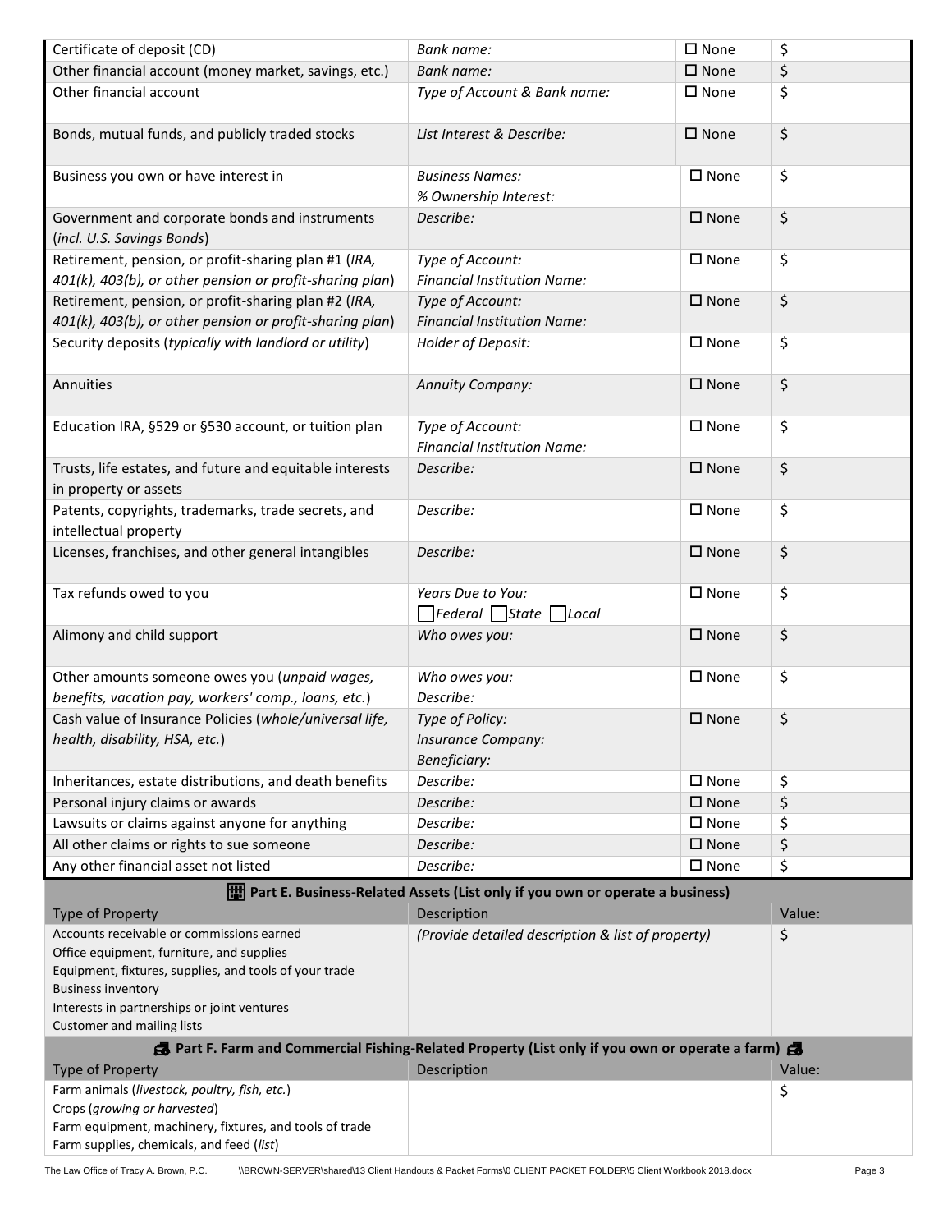| | | | |
|---|---|---|---|
| Certificate of deposit (CD) | *Bank name:* | ☐ None | $ |
| Other financial account (money market, savings, etc.) | *Bank name:* | ☐ None | $ |
| Other financial account | *Type of Account & Bank name:* | ☐ None | $ |
| Bonds, mutual funds, and publicly traded stocks | *List Interest & Describe:* | ☐ None | $ |
| Business you own or have interest in | *Business Names:*<br>*% Ownership Interest:* | ☐ None | $ |
| Government and corporate bonds and instruments (*incl. U.S. Savings Bonds*) | *Describe:* | ☐ None | $ |
| Retirement, pension, or profit-sharing plan #1 (*IRA, 401(k), 403(b), or other pension or profit-sharing plan*) | *Type of Account:*<br>*Financial Institution Name:* | ☐ None | $ |
| Retirement, pension, or profit-sharing plan #2 (*IRA, 401(k), 403(b), or other pension or profit-sharing plan*) | *Type of Account:*<br>*Financial Institution Name:* | ☐ None | $ |
| Security deposits (*typically with landlord or utility*) | *Holder of Deposit:* | ☐ None | $ |
| Annuities | *Annuity Company:* | ☐ None | $ |
| Education IRA, §529 or §530 account, or tuition plan | *Type of Account:*<br>*Financial Institution Name:* | ☐ None | $ |
| Trusts, life estates, and future and equitable interests in property or assets | *Describe:* | ☐ None | $ |
| Patents, copyrights, trademarks, trade secrets, and intellectual property | *Describe:* | ☐ None | $ |
| Licenses, franchises, and other general intangibles | *Describe:* | ☐ None | $ |
| Tax refunds owed to you | *Years Due to You:*<br>☐ *Federal* ☐ *State* ☐ *Local* | ☐ None | $ |
| Alimony and child support | *Who owes you:* | ☐ None | $ |
| Other amounts someone owes you (*unpaid wages, benefits, vacation pay, workers' comp., loans, etc.*) | *Who owes you:*<br>*Describe:* | ☐ None | $ |
| Cash value of Insurance Policies (*whole/universal life, health, disability, HSA, etc.*) | *Type of Policy:*<br>*Insurance Company:*<br>*Beneficiary:* | ☐ None | $ |
| Inheritances, estate distributions, and death benefits | *Describe:* | ☐ None | $ |
| Personal injury claims or awards | *Describe:* | ☐ None | $ |
| Lawsuits or claims against anyone for anything | *Describe:* | ☐ None | $ |
| All other claims or rights to sue someone | *Describe:* | ☐ None | $ |
| Any other financial asset not listed | *Describe:* | ☐ None | $ |

## Part E. Business-Related Assets (List only if you own or operate a business)

| Type of Property | Description | Value: |
|---|---|---|
| Accounts receivable or commissions earned<br>Office equipment, furniture, and supplies<br>Equipment, fixtures, supplies, and tools of your trade<br>Business inventory<br>Interests in partnerships or joint ventures<br>Customer and mailing lists | *(Provide detailed description & list of property)* | $ |

## Part F. Farm and Commercial Fishing-Related Property (List only if you own or operate a farm)

| Type of Property | Description | Value: |
|---|---|---|
| Farm animals (*livestock, poultry, fish, etc.*)<br>Crops (*growing or harvested*)<br>Farm equipment, machinery, fixtures, and tools of trade<br>Farm supplies, chemicals, and feed (*list*) | | $ |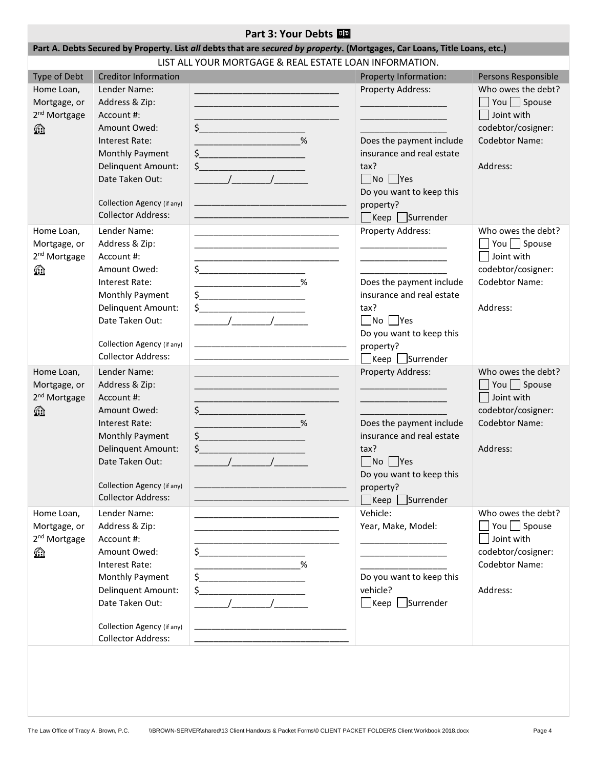## Part 3: Your Debts

**Part A. Debts Secured by Property. List *all* debts that are *secured by property*. (Mortgages, Car Loans, Title Loans, etc.)**

LIST ALL YOUR MORTGAGE & REAL ESTATE LOAN INFORMATION.

| Type of Debt | Creditor Information | | Property Information: | Persons Responsible |
|---|---|---|---|---|
| Home Loan, Mortgage, or 2nd Mortgage | Lender Name:<br>Address & Zip:<br><br>Account #:<br>Amount Owed:<br>Interest Rate:<br>Monthly Payment<br>Delinquent Amount:<br>Date Taken Out:<br><br>Collection Agency (if any)<br>Collector Address: | ______________________________<br>______________________________<br>______________________________<br>$______________________<br>______________________%<br>$______________________<br>$______________________<br>_______/_______/_______<br><br>______________________________<br>______________________________ | Property Address:<br>_________________<br>_________________<br>_________________<br>Does the payment include insurance and real estate tax?<br>☐ No ☐ Yes<br>Do you want to keep this property?<br>☐ Keep ☐ Surrender | Who owes the debt?<br>☐ You ☐ Spouse<br>☐ Joint with codebtor/cosigner:<br>Codebtor Name:<br><br>Address: |
| Home Loan, Mortgage, or 2nd Mortgage | Lender Name:<br>Address & Zip:<br><br>Account #:<br>Amount Owed:<br>Interest Rate:<br>Monthly Payment<br>Delinquent Amount:<br>Date Taken Out:<br><br>Collection Agency (if any)<br>Collector Address: | ______________________________<br>______________________________<br>______________________________<br>$______________________<br>______________________%<br>$______________________<br>$______________________<br>_______/_______/_______<br><br>______________________________<br>______________________________ | Property Address:<br>_________________<br>_________________<br>_________________<br>Does the payment include insurance and real estate tax?<br>☐ No ☐ Yes<br>Do you want to keep this property?<br>☐ Keep ☐ Surrender | Who owes the debt?<br>☐ You ☐ Spouse<br>☐ Joint with codebtor/cosigner:<br>Codebtor Name:<br><br>Address: |
| Home Loan, Mortgage, or 2nd Mortgage | Lender Name:<br>Address & Zip:<br><br>Account #:<br>Amount Owed:<br>Interest Rate:<br>Monthly Payment<br>Delinquent Amount:<br>Date Taken Out:<br><br>Collection Agency (if any)<br>Collector Address: | ______________________________<br>______________________________<br>______________________________<br>$______________________<br>______________________%<br>$______________________<br>$______________________<br>_______/_______/_______<br><br>______________________________<br>______________________________ | Property Address:<br>_________________<br>_________________<br>_________________<br>Does the payment include insurance and real estate tax?<br>☐ No ☐ Yes<br>Do you want to keep this property?<br>☐ Keep ☐ Surrender | Who owes the debt?<br>☐ You ☐ Spouse<br>☐ Joint with codebtor/cosigner:<br>Codebtor Name:<br><br>Address: |
| Home Loan, Mortgage, or 2nd Mortgage | Lender Name:<br>Address & Zip:<br><br>Account #:<br>Amount Owed:<br>Interest Rate:<br>Monthly Payment<br>Delinquent Amount:<br>Date Taken Out:<br><br>Collection Agency (if any)<br>Collector Address: | ______________________________<br>______________________________<br>______________________________<br>$______________________<br>______________________%<br>$______________________<br>$______________________<br>_______/_______/_______<br><br>______________________________<br>______________________________ | Vehicle:<br>Year, Make, Model:<br>_________________<br>_________________<br>_________________<br>Do you want to keep this vehicle?<br>☐ Keep ☐ Surrender | Who owes the debt?<br>☐ You ☐ Spouse<br>☐ Joint with codebtor/cosigner:<br>Codebtor Name:<br><br>Address: |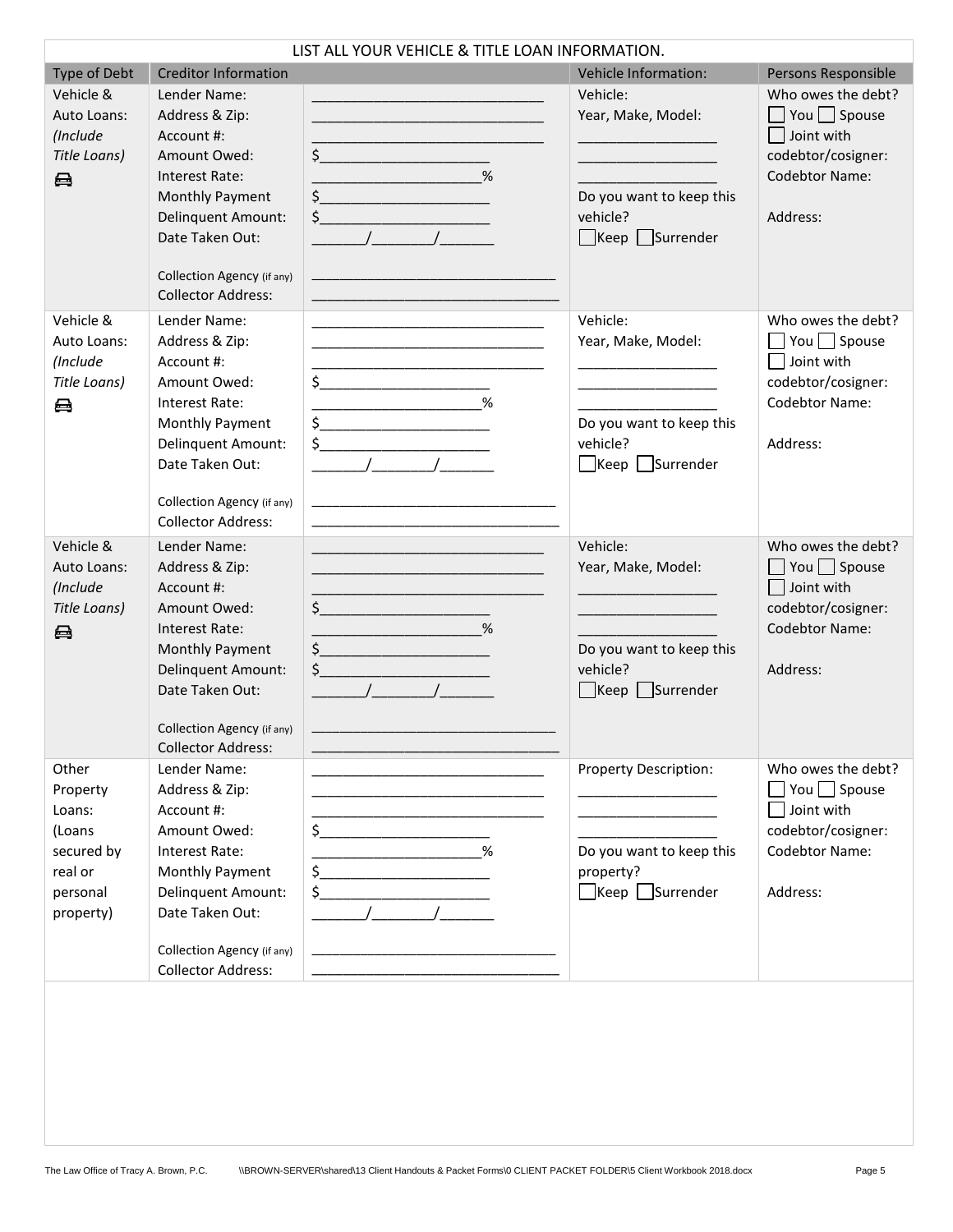| LIST ALL YOUR VEHICLE & TITLE LOAN INFORMATION. | | | | |
|---|---|---|---|---|
| Type of Debt | Creditor Information | | Vehicle Information: | Persons Responsible |
| Vehicle & Auto Loans: *(Include Title Loans)* 🚘 | Lender Name:<br>Address & Zip:<br>Account #:<br>Amount Owed:<br>Interest Rate:<br>Monthly Payment<br>Delinquent Amount:<br>Date Taken Out:<br><br>Collection Agency (if any)<br>Collector Address: | ______________________<br>______________________<br>______________________<br>$_______________<br>_______________%<br>$_______________<br>$_______________<br>_____/_____/_____<br><br>______________________<br>______________________ | Vehicle:<br>Year, Make, Model:<br>______________<br>______________<br>______________<br>Do you want to keep this vehicle?<br>☐Keep ☐Surrender | Who owes the debt?<br>☐ You ☐ Spouse<br>☐ Joint with codebtor/cosigner:<br>Codebtor Name:<br><br>Address: |
| Vehicle & Auto Loans: *(Include Title Loans)* 🚘 | Lender Name:<br>Address & Zip:<br>Account #:<br>Amount Owed:<br>Interest Rate:<br>Monthly Payment<br>Delinquent Amount:<br>Date Taken Out:<br><br>Collection Agency (if any)<br>Collector Address: | ______________________<br>______________________<br>______________________<br>$_______________<br>_______________%<br>$_______________<br>$_______________<br>_____/_____/_____<br><br>______________________<br>______________________ | Vehicle:<br>Year, Make, Model:<br>______________<br>______________<br>______________<br>Do you want to keep this vehicle?<br>☐Keep ☐Surrender | Who owes the debt?<br>☐ You ☐ Spouse<br>☐ Joint with codebtor/cosigner:<br>Codebtor Name:<br><br>Address: |
| Vehicle & Auto Loans: *(Include Title Loans)* 🚘 | Lender Name:<br>Address & Zip:<br>Account #:<br>Amount Owed:<br>Interest Rate:<br>Monthly Payment<br>Delinquent Amount:<br>Date Taken Out:<br><br>Collection Agency (if any)<br>Collector Address: | ______________________<br>______________________<br>______________________<br>$_______________<br>_______________%<br>$_______________<br>$_______________<br>_____/_____/_____<br><br>______________________<br>______________________ | Vehicle:<br>Year, Make, Model:<br>______________<br>______________<br>______________<br>Do you want to keep this vehicle?<br>☐Keep ☐Surrender | Who owes the debt?<br>☐ You ☐ Spouse<br>☐ Joint with codebtor/cosigner:<br>Codebtor Name:<br><br>Address: |
| Other Property Loans: (Loans secured by real or personal property) | Lender Name:<br>Address & Zip:<br>Account #:<br>Amount Owed:<br>Interest Rate:<br>Monthly Payment<br>Delinquent Amount:<br>Date Taken Out:<br><br>Collection Agency (if any)<br>Collector Address: | ______________________<br>______________________<br>______________________<br>$_______________<br>_______________%<br>$_______________<br>$_______________<br>_____/_____/_____<br><br>______________________<br>______________________ | Property Description:<br>______________<br>______________<br>______________<br>Do you want to keep this property?<br>☐Keep ☐Surrender | Who owes the debt?<br>☐ You ☐ Spouse<br>☐ Joint with codebtor/cosigner:<br>Codebtor Name:<br><br>Address: |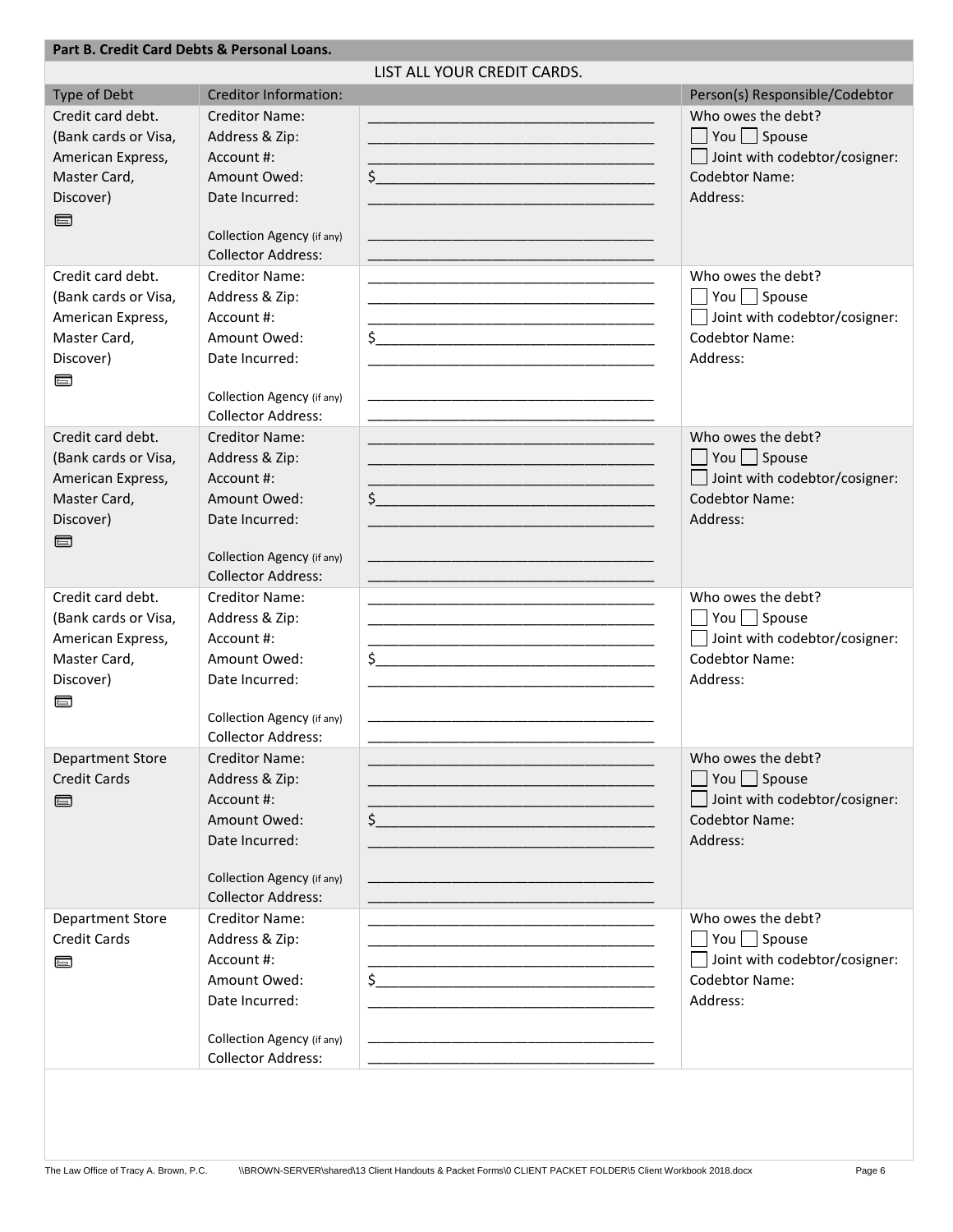## Part B. Credit Card Debts & Personal Loans.

LIST ALL YOUR CREDIT CARDS.

| Type of Debt | Creditor Information: | | Person(s) Responsible/Codebtor |
|---|---|---|---|
| Credit card debt. (Bank cards or Visa, American Express, Master Card, Discover) | Creditor Name:<br>Address & Zip:<br>Account #:<br>Amount Owed:<br>Date Incurred:<br><br>Collection Agency (if any)<br>Collector Address: | \_\_\_\_\_\_\_\_\_\_<br>\_\_\_\_\_\_\_\_\_\_<br>\_\_\_\_\_\_\_\_\_\_<br>$\_\_\_\_\_\_\_\_\_<br>\_\_\_\_\_\_\_\_\_\_<br><br>\_\_\_\_\_\_\_\_\_\_<br>\_\_\_\_\_\_\_\_\_\_ | Who owes the debt?<br>☐ You ☐ Spouse<br>☐ Joint with codebtor/cosigner:<br>Codebtor Name:<br>Address: |
| Credit card debt. (Bank cards or Visa, American Express, Master Card, Discover) | Creditor Name:<br>Address & Zip:<br>Account #:<br>Amount Owed:<br>Date Incurred:<br><br>Collection Agency (if any)<br>Collector Address: | \_\_\_\_\_\_\_\_\_\_<br>\_\_\_\_\_\_\_\_\_\_<br>\_\_\_\_\_\_\_\_\_\_<br>$\_\_\_\_\_\_\_\_\_<br>\_\_\_\_\_\_\_\_\_\_<br><br>\_\_\_\_\_\_\_\_\_\_<br>\_\_\_\_\_\_\_\_\_\_ | Who owes the debt?<br>☐ You ☐ Spouse<br>☐ Joint with codebtor/cosigner:<br>Codebtor Name:<br>Address: |
| Credit card debt. (Bank cards or Visa, American Express, Master Card, Discover) | Creditor Name:<br>Address & Zip:<br>Account #:<br>Amount Owed:<br>Date Incurred:<br><br>Collection Agency (if any)<br>Collector Address: | \_\_\_\_\_\_\_\_\_\_<br>\_\_\_\_\_\_\_\_\_\_<br>\_\_\_\_\_\_\_\_\_\_<br>$\_\_\_\_\_\_\_\_\_<br>\_\_\_\_\_\_\_\_\_\_<br><br>\_\_\_\_\_\_\_\_\_\_<br>\_\_\_\_\_\_\_\_\_\_ | Who owes the debt?<br>☐ You ☐ Spouse<br>☐ Joint with codebtor/cosigner:<br>Codebtor Name:<br>Address: |
| Credit card debt. (Bank cards or Visa, American Express, Master Card, Discover) | Creditor Name:<br>Address & Zip:<br>Account #:<br>Amount Owed:<br>Date Incurred:<br><br>Collection Agency (if any)<br>Collector Address: | \_\_\_\_\_\_\_\_\_\_<br>\_\_\_\_\_\_\_\_\_\_<br>\_\_\_\_\_\_\_\_\_\_<br>$\_\_\_\_\_\_\_\_\_<br>\_\_\_\_\_\_\_\_\_\_<br><br>\_\_\_\_\_\_\_\_\_\_<br>\_\_\_\_\_\_\_\_\_\_ | Who owes the debt?<br>☐ You ☐ Spouse<br>☐ Joint with codebtor/cosigner:<br>Codebtor Name:<br>Address: |
| Department Store Credit Cards | Creditor Name:<br>Address & Zip:<br>Account #:<br>Amount Owed:<br>Date Incurred:<br><br>Collection Agency (if any)<br>Collector Address: | \_\_\_\_\_\_\_\_\_\_<br>\_\_\_\_\_\_\_\_\_\_<br>\_\_\_\_\_\_\_\_\_\_<br>$\_\_\_\_\_\_\_\_\_<br>\_\_\_\_\_\_\_\_\_\_<br><br>\_\_\_\_\_\_\_\_\_\_<br>\_\_\_\_\_\_\_\_\_\_ | Who owes the debt?<br>☐ You ☐ Spouse<br>☐ Joint with codebtor/cosigner:<br>Codebtor Name:<br>Address: |
| Department Store Credit Cards | Creditor Name:<br>Address & Zip:<br>Account #:<br>Amount Owed:<br>Date Incurred:<br><br>Collection Agency (if any)<br>Collector Address: | \_\_\_\_\_\_\_\_\_\_<br>\_\_\_\_\_\_\_\_\_\_<br>\_\_\_\_\_\_\_\_\_\_<br>$\_\_\_\_\_\_\_\_\_<br>\_\_\_\_\_\_\_\_\_\_<br><br>\_\_\_\_\_\_\_\_\_\_<br>\_\_\_\_\_\_\_\_\_\_ | Who owes the debt?<br>☐ You ☐ Spouse<br>☐ Joint with codebtor/cosigner:<br>Codebtor Name:<br>Address: |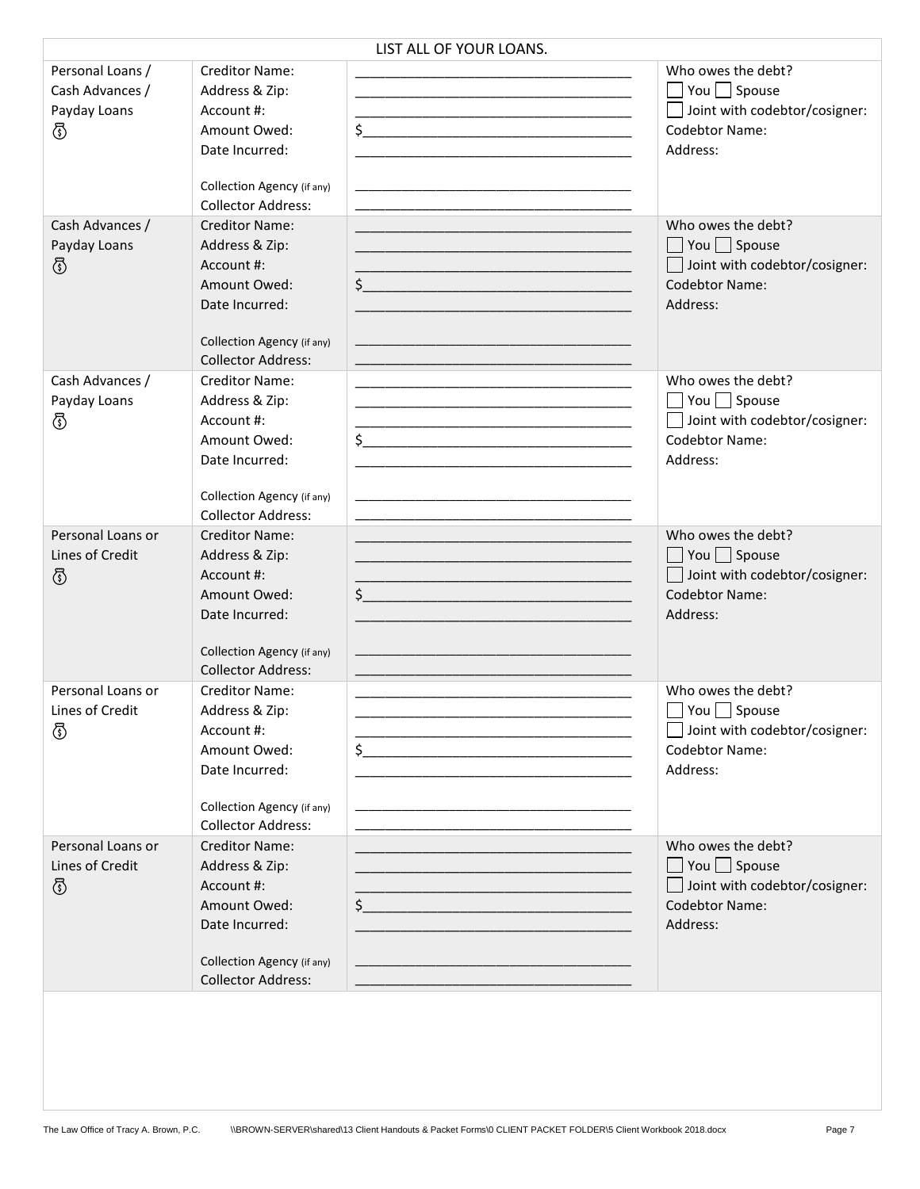| LIST ALL OF YOUR LOANS. | | | |
|---|---|---|---|
| Personal Loans / Cash Advances / Payday Loans | Creditor Name:<br>Address & Zip:<br>Account #:<br>Amount Owed:<br>Date Incurred:<br><br>Collection Agency (if any)<br>Collector Address: | \_\_\_\_\_\_\_\_\_\_\_\_\_\_\_\_\_\_\_\_<br>\_\_\_\_\_\_\_\_\_\_\_\_\_\_\_\_\_\_\_\_<br>\_\_\_\_\_\_\_\_\_\_\_\_\_\_\_\_\_\_\_\_<br>$\_\_\_\_\_\_\_\_\_\_\_\_\_\_\_\_\_\_\_<br>\_\_\_\_\_\_\_\_\_\_\_\_\_\_\_\_\_\_\_\_<br><br>\_\_\_\_\_\_\_\_\_\_\_\_\_\_\_\_\_\_\_\_<br>\_\_\_\_\_\_\_\_\_\_\_\_\_\_\_\_\_\_\_\_ | Who owes the debt?<br>☐ You ☐ Spouse<br>☐ Joint with codebtor/cosigner:<br>Codebtor Name:<br>Address: |
| Cash Advances / Payday Loans | Creditor Name:<br>Address & Zip:<br>Account #:<br>Amount Owed:<br>Date Incurred:<br><br>Collection Agency (if any)<br>Collector Address: | \_\_\_\_\_\_\_\_\_\_\_\_\_\_\_\_\_\_\_\_<br>\_\_\_\_\_\_\_\_\_\_\_\_\_\_\_\_\_\_\_\_<br>\_\_\_\_\_\_\_\_\_\_\_\_\_\_\_\_\_\_\_\_<br>$\_\_\_\_\_\_\_\_\_\_\_\_\_\_\_\_\_\_\_<br>\_\_\_\_\_\_\_\_\_\_\_\_\_\_\_\_\_\_\_\_<br><br>\_\_\_\_\_\_\_\_\_\_\_\_\_\_\_\_\_\_\_\_<br>\_\_\_\_\_\_\_\_\_\_\_\_\_\_\_\_\_\_\_\_ | Who owes the debt?<br>☐ You ☐ Spouse<br>☐ Joint with codebtor/cosigner:<br>Codebtor Name:<br>Address: |
| Cash Advances / Payday Loans | Creditor Name:<br>Address & Zip:<br>Account #:<br>Amount Owed:<br>Date Incurred:<br><br>Collection Agency (if any)<br>Collector Address: | \_\_\_\_\_\_\_\_\_\_\_\_\_\_\_\_\_\_\_\_<br>\_\_\_\_\_\_\_\_\_\_\_\_\_\_\_\_\_\_\_\_<br>\_\_\_\_\_\_\_\_\_\_\_\_\_\_\_\_\_\_\_\_<br>$\_\_\_\_\_\_\_\_\_\_\_\_\_\_\_\_\_\_\_<br>\_\_\_\_\_\_\_\_\_\_\_\_\_\_\_\_\_\_\_\_<br><br>\_\_\_\_\_\_\_\_\_\_\_\_\_\_\_\_\_\_\_\_<br>\_\_\_\_\_\_\_\_\_\_\_\_\_\_\_\_\_\_\_\_ | Who owes the debt?<br>☐ You ☐ Spouse<br>☐ Joint with codebtor/cosigner:<br>Codebtor Name:<br>Address: |
| Personal Loans or Lines of Credit | Creditor Name:<br>Address & Zip:<br>Account #:<br>Amount Owed:<br>Date Incurred:<br><br>Collection Agency (if any)<br>Collector Address: | \_\_\_\_\_\_\_\_\_\_\_\_\_\_\_\_\_\_\_\_<br>\_\_\_\_\_\_\_\_\_\_\_\_\_\_\_\_\_\_\_\_<br>\_\_\_\_\_\_\_\_\_\_\_\_\_\_\_\_\_\_\_\_<br>$\_\_\_\_\_\_\_\_\_\_\_\_\_\_\_\_\_\_\_<br>\_\_\_\_\_\_\_\_\_\_\_\_\_\_\_\_\_\_\_\_<br><br>\_\_\_\_\_\_\_\_\_\_\_\_\_\_\_\_\_\_\_\_<br>\_\_\_\_\_\_\_\_\_\_\_\_\_\_\_\_\_\_\_\_ | Who owes the debt?<br>☐ You ☐ Spouse<br>☐ Joint with codebtor/cosigner:<br>Codebtor Name:<br>Address: |
| Personal Loans or Lines of Credit | Creditor Name:<br>Address & Zip:<br>Account #:<br>Amount Owed:<br>Date Incurred:<br><br>Collection Agency (if any)<br>Collector Address: | \_\_\_\_\_\_\_\_\_\_\_\_\_\_\_\_\_\_\_\_<br>\_\_\_\_\_\_\_\_\_\_\_\_\_\_\_\_\_\_\_\_<br>\_\_\_\_\_\_\_\_\_\_\_\_\_\_\_\_\_\_\_\_<br>$\_\_\_\_\_\_\_\_\_\_\_\_\_\_\_\_\_\_\_<br>\_\_\_\_\_\_\_\_\_\_\_\_\_\_\_\_\_\_\_\_<br><br>\_\_\_\_\_\_\_\_\_\_\_\_\_\_\_\_\_\_\_\_<br>\_\_\_\_\_\_\_\_\_\_\_\_\_\_\_\_\_\_\_\_ | Who owes the debt?<br>☐ You ☐ Spouse<br>☐ Joint with codebtor/cosigner:<br>Codebtor Name:<br>Address: |
| Personal Loans or Lines of Credit | Creditor Name:<br>Address & Zip:<br>Account #:<br>Amount Owed:<br>Date Incurred:<br><br>Collection Agency (if any)<br>Collector Address: | \_\_\_\_\_\_\_\_\_\_\_\_\_\_\_\_\_\_\_\_<br>\_\_\_\_\_\_\_\_\_\_\_\_\_\_\_\_\_\_\_\_<br>\_\_\_\_\_\_\_\_\_\_\_\_\_\_\_\_\_\_\_\_<br>$\_\_\_\_\_\_\_\_\_\_\_\_\_\_\_\_\_\_\_<br>\_\_\_\_\_\_\_\_\_\_\_\_\_\_\_\_\_\_\_\_<br><br>\_\_\_\_\_\_\_\_\_\_\_\_\_\_\_\_\_\_\_\_<br>\_\_\_\_\_\_\_\_\_\_\_\_\_\_\_\_\_\_\_\_ | Who owes the debt?<br>☐ You ☐ Spouse<br>☐ Joint with codebtor/cosigner:<br>Codebtor Name:<br>Address: |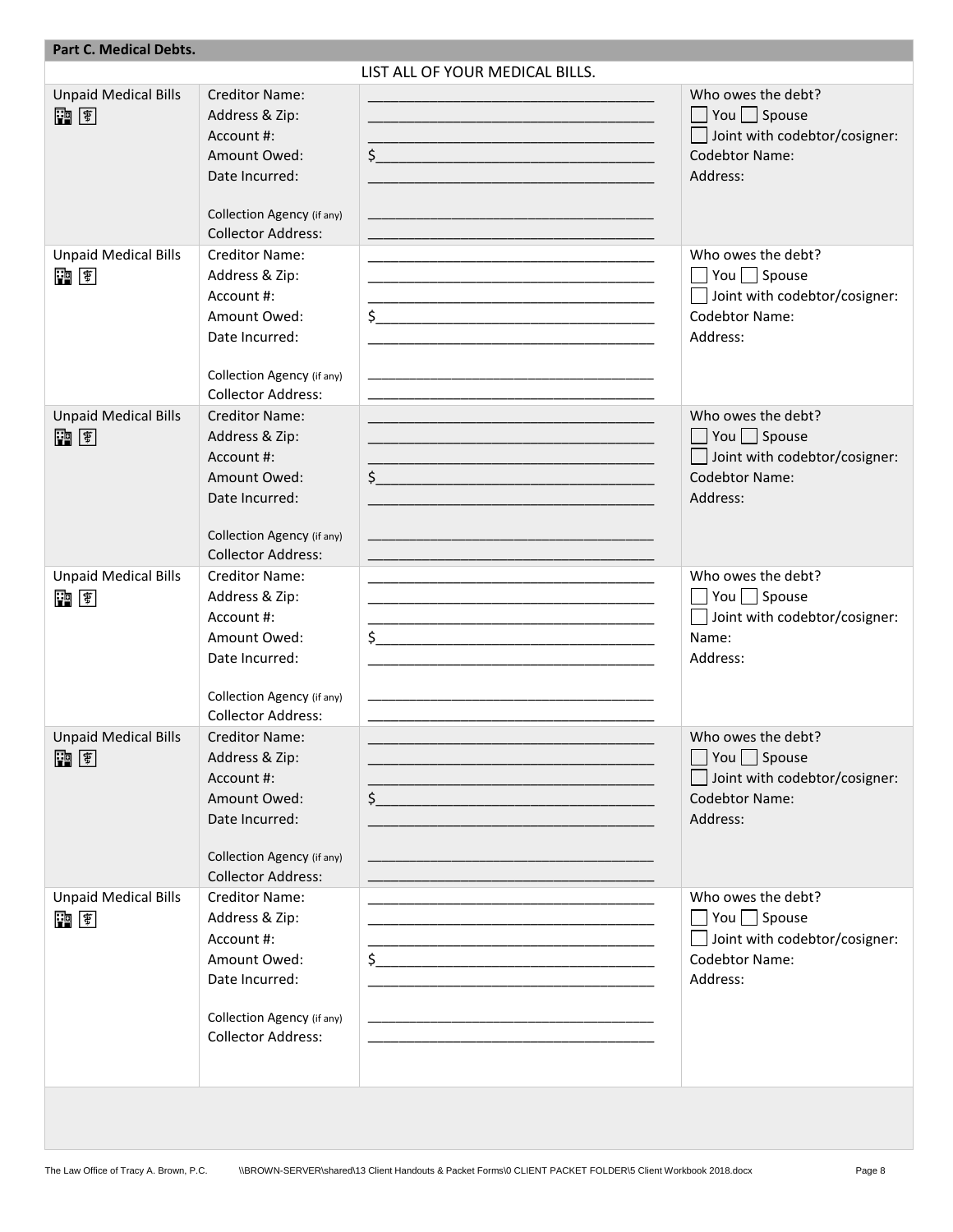| Part C. Medical Debts. | | | |
|---|---|---|---|
| LIST ALL OF YOUR MEDICAL BILLS. | | | |
| Unpaid Medical Bills | Creditor Name:<br>Address & Zip:<br>Account #:<br>Amount Owed:<br>Date Incurred:<br><br>Collection Agency (if any)<br>Collector Address: | \_\_\_\_\_\_\_\_\_\_\_\_\_\_\_\_\_\_\_\_<br>\_\_\_\_\_\_\_\_\_\_\_\_\_\_\_\_\_\_\_\_<br>\_\_\_\_\_\_\_\_\_\_\_\_\_\_\_\_\_\_\_\_<br>$\_\_\_\_\_\_\_\_\_\_\_\_\_\_\_\_\_\_\_<br>\_\_\_\_\_\_\_\_\_\_\_\_\_\_\_\_\_\_\_\_<br><br>\_\_\_\_\_\_\_\_\_\_\_\_\_\_\_\_\_\_\_\_<br>\_\_\_\_\_\_\_\_\_\_\_\_\_\_\_\_\_\_\_\_ | Who owes the debt?<br>☐ You ☐ Spouse<br>☐ Joint with codebtor/cosigner:<br>Codebtor Name:<br>Address: |
| Unpaid Medical Bills | Creditor Name:<br>Address & Zip:<br>Account #:<br>Amount Owed:<br>Date Incurred:<br><br>Collection Agency (if any)<br>Collector Address: | \_\_\_\_\_\_\_\_\_\_\_\_\_\_\_\_\_\_\_\_<br>\_\_\_\_\_\_\_\_\_\_\_\_\_\_\_\_\_\_\_\_<br>\_\_\_\_\_\_\_\_\_\_\_\_\_\_\_\_\_\_\_\_<br>$\_\_\_\_\_\_\_\_\_\_\_\_\_\_\_\_\_\_\_<br>\_\_\_\_\_\_\_\_\_\_\_\_\_\_\_\_\_\_\_\_<br><br>\_\_\_\_\_\_\_\_\_\_\_\_\_\_\_\_\_\_\_\_<br>\_\_\_\_\_\_\_\_\_\_\_\_\_\_\_\_\_\_\_\_ | Who owes the debt?<br>☐ You ☐ Spouse<br>☐ Joint with codebtor/cosigner:<br>Codebtor Name:<br>Address: |
| Unpaid Medical Bills | Creditor Name:<br>Address & Zip:<br>Account #:<br>Amount Owed:<br>Date Incurred:<br><br>Collection Agency (if any)<br>Collector Address: | \_\_\_\_\_\_\_\_\_\_\_\_\_\_\_\_\_\_\_\_<br>\_\_\_\_\_\_\_\_\_\_\_\_\_\_\_\_\_\_\_\_<br>\_\_\_\_\_\_\_\_\_\_\_\_\_\_\_\_\_\_\_\_<br>$\_\_\_\_\_\_\_\_\_\_\_\_\_\_\_\_\_\_\_<br>\_\_\_\_\_\_\_\_\_\_\_\_\_\_\_\_\_\_\_\_<br><br>\_\_\_\_\_\_\_\_\_\_\_\_\_\_\_\_\_\_\_\_<br>\_\_\_\_\_\_\_\_\_\_\_\_\_\_\_\_\_\_\_\_ | Who owes the debt?<br>☐ You ☐ Spouse<br>☐ Joint with codebtor/cosigner:<br>Codebtor Name:<br>Address: |
| Unpaid Medical Bills | Creditor Name:<br>Address & Zip:<br>Account #:<br>Amount Owed:<br>Date Incurred:<br><br>Collection Agency (if any)<br>Collector Address: | \_\_\_\_\_\_\_\_\_\_\_\_\_\_\_\_\_\_\_\_<br>\_\_\_\_\_\_\_\_\_\_\_\_\_\_\_\_\_\_\_\_<br>\_\_\_\_\_\_\_\_\_\_\_\_\_\_\_\_\_\_\_\_<br>$\_\_\_\_\_\_\_\_\_\_\_\_\_\_\_\_\_\_\_<br>\_\_\_\_\_\_\_\_\_\_\_\_\_\_\_\_\_\_\_\_<br><br>\_\_\_\_\_\_\_\_\_\_\_\_\_\_\_\_\_\_\_\_<br>\_\_\_\_\_\_\_\_\_\_\_\_\_\_\_\_\_\_\_\_ | Who owes the debt?<br>☐ You ☐ Spouse<br>☐ Joint with codebtor/cosigner:<br>Name:<br>Address: |
| Unpaid Medical Bills | Creditor Name:<br>Address & Zip:<br>Account #:<br>Amount Owed:<br>Date Incurred:<br><br>Collection Agency (if any)<br>Collector Address: | \_\_\_\_\_\_\_\_\_\_\_\_\_\_\_\_\_\_\_\_<br>\_\_\_\_\_\_\_\_\_\_\_\_\_\_\_\_\_\_\_\_<br>\_\_\_\_\_\_\_\_\_\_\_\_\_\_\_\_\_\_\_\_<br>$\_\_\_\_\_\_\_\_\_\_\_\_\_\_\_\_\_\_\_<br>\_\_\_\_\_\_\_\_\_\_\_\_\_\_\_\_\_\_\_\_<br><br>\_\_\_\_\_\_\_\_\_\_\_\_\_\_\_\_\_\_\_\_<br>\_\_\_\_\_\_\_\_\_\_\_\_\_\_\_\_\_\_\_\_ | Who owes the debt?<br>☐ You ☐ Spouse<br>☐ Joint with codebtor/cosigner:<br>Codebtor Name:<br>Address: |
| Unpaid Medical Bills | Creditor Name:<br>Address & Zip:<br>Account #:<br>Amount Owed:<br>Date Incurred:<br><br>Collection Agency (if any)<br>Collector Address: | \_\_\_\_\_\_\_\_\_\_\_\_\_\_\_\_\_\_\_\_<br>\_\_\_\_\_\_\_\_\_\_\_\_\_\_\_\_\_\_\_\_<br>\_\_\_\_\_\_\_\_\_\_\_\_\_\_\_\_\_\_\_\_<br>$\_\_\_\_\_\_\_\_\_\_\_\_\_\_\_\_\_\_\_<br>\_\_\_\_\_\_\_\_\_\_\_\_\_\_\_\_\_\_\_\_<br><br>\_\_\_\_\_\_\_\_\_\_\_\_\_\_\_\_\_\_\_\_<br>\_\_\_\_\_\_\_\_\_\_\_\_\_\_\_\_\_\_\_\_ | Who owes the debt?<br>☐ You ☐ Spouse<br>☐ Joint with codebtor/cosigner:<br>Codebtor Name:<br>Address: |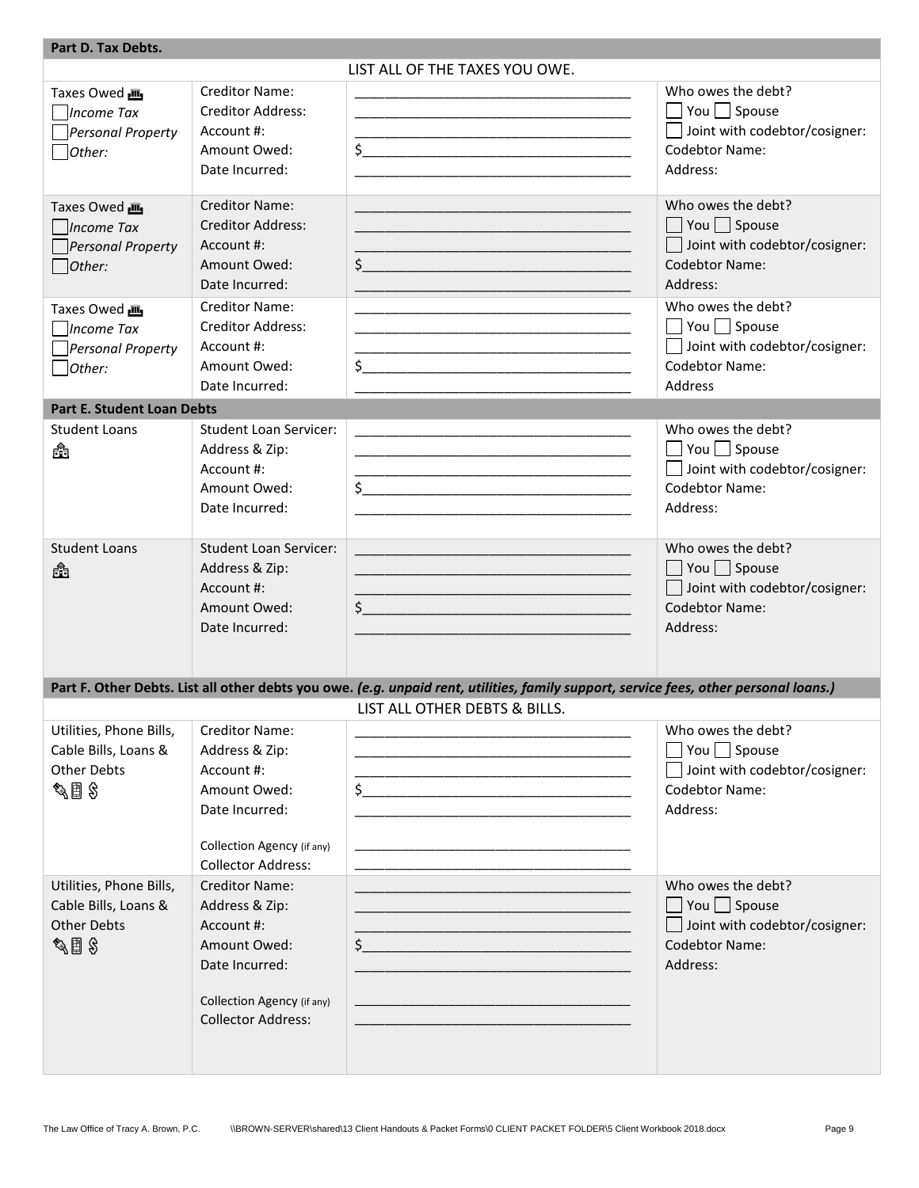## Part D. Tax Debts.

LIST ALL OF THE TAXES YOU OWE.

| | | | |
|---|---|---|---|
| Taxes Owed<br>☐ *Income Tax*<br>☐ *Personal Property*<br>☐ *Other:* | Creditor Name:<br>Creditor Address:<br>Account #:<br>Amount Owed:<br>Date Incurred: | ____________________<br>____________________<br>____________________<br>$___________________<br>____________________ | Who owes the debt?<br>☐ You ☐ Spouse<br>☐ Joint with codebtor/cosigner:<br>Codebtor Name:<br>Address: |
| Taxes Owed<br>☐ *Income Tax*<br>☐ *Personal Property*<br>☐ *Other:* | Creditor Name:<br>Creditor Address:<br>Account #:<br>Amount Owed:<br>Date Incurred: | ____________________<br>____________________<br>____________________<br>$___________________<br>____________________ | Who owes the debt?<br>☐ You ☐ Spouse<br>☐ Joint with codebtor/cosigner:<br>Codebtor Name:<br>Address: |
| Taxes Owed<br>☐ *Income Tax*<br>☐ *Personal Property*<br>☐ *Other:* | Creditor Name:<br>Creditor Address:<br>Account #:<br>Amount Owed:<br>Date Incurred: | ____________________<br>____________________<br>____________________<br>$___________________<br>____________________ | Who owes the debt?<br>☐ You ☐ Spouse<br>☐ Joint with codebtor/cosigner:<br>Codebtor Name:<br>Address |

## Part E. Student Loan Debts

| | | | |
|---|---|---|---|
| Student Loans | Student Loan Servicer:<br>Address & Zip:<br>Account #:<br>Amount Owed:<br>Date Incurred: | ____________________<br>____________________<br>____________________<br>$___________________<br>____________________ | Who owes the debt?<br>☐ You ☐ Spouse<br>☐ Joint with codebtor/cosigner:<br>Codebtor Name:<br>Address: |
| Student Loans | Student Loan Servicer:<br>Address & Zip:<br>Account #:<br>Amount Owed:<br>Date Incurred: | ____________________<br>____________________<br>____________________<br>$___________________<br>____________________ | Who owes the debt?<br>☐ You ☐ Spouse<br>☐ Joint with codebtor/cosigner:<br>Codebtor Name:<br>Address: |

## Part F. Other Debts. List all other debts you owe. *(e.g. unpaid rent, utilities, family support, service fees, other personal loans.)*

LIST ALL OTHER DEBTS & BILLS.

| | | | |
|---|---|---|---|
| Utilities, Phone Bills, Cable Bills, Loans & Other Debts | Creditor Name:<br>Address & Zip:<br>Account #:<br>Amount Owed:<br>Date Incurred:<br><br>Collection Agency (if any)<br>Collector Address: | ____________________<br>____________________<br>____________________<br>$___________________<br>____________________<br><br>____________________<br>____________________ | Who owes the debt?<br>☐ You ☐ Spouse<br>☐ Joint with codebtor/cosigner:<br>Codebtor Name:<br>Address: |
| Utilities, Phone Bills, Cable Bills, Loans & Other Debts | Creditor Name:<br>Address & Zip:<br>Account #:<br>Amount Owed:<br>Date Incurred:<br><br>Collection Agency (if any)<br>Collector Address: | ____________________<br>____________________<br>____________________<br>$___________________<br>____________________<br><br>____________________<br>____________________ | Who owes the debt?<br>☐ You ☐ Spouse<br>☐ Joint with codebtor/cosigner:<br>Codebtor Name:<br>Address: |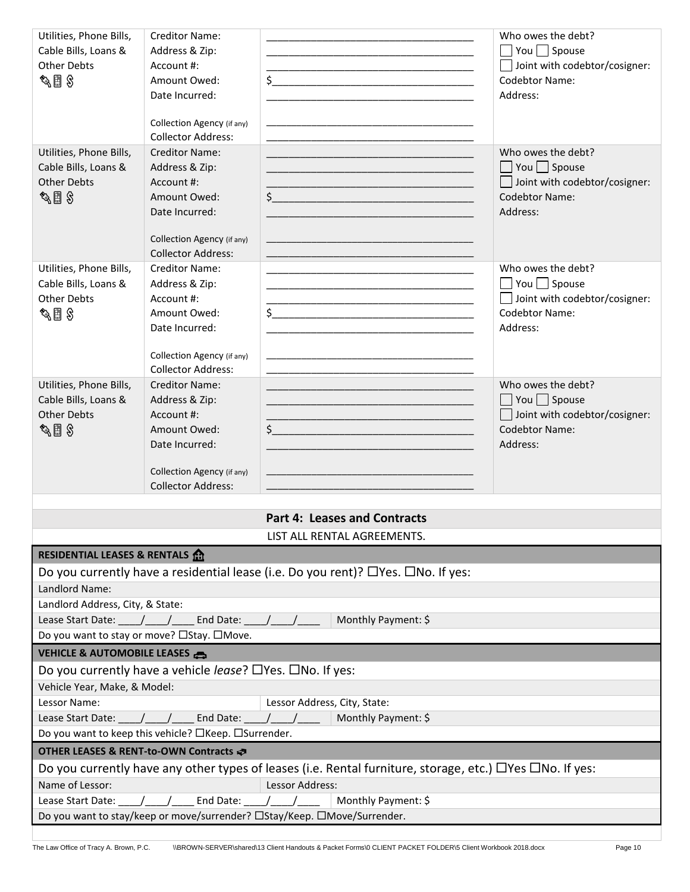| Utilities, Phone Bills, Cable Bills, Loans & Other Debts ✎📱$ | Creditor Name:<br>Address & Zip:<br>Account #:<br>Amount Owed:<br>Date Incurred:<br><br>Collection Agency (if any)<br>Collector Address: | ____________________<br>____________________<br>____________________<br>$___________________<br>____________________<br><br>____________________<br>____________________ | Who owes the debt?<br>☐ You ☐ Spouse<br>☐ Joint with codebtor/cosigner:<br>Codebtor Name:<br>Address: |
|---|---|---|---|
| Utilities, Phone Bills, Cable Bills, Loans & Other Debts ✎📱$ | Creditor Name:<br>Address & Zip:<br>Account #:<br>Amount Owed:<br>Date Incurred:<br><br>Collection Agency (if any)<br>Collector Address: | ____________________<br>____________________<br>____________________<br>$___________________<br>____________________<br><br>____________________<br>____________________ | Who owes the debt?<br>☐ You ☐ Spouse<br>☐ Joint with codebtor/cosigner:<br>Codebtor Name:<br>Address: |
| Utilities, Phone Bills, Cable Bills, Loans & Other Debts ✎📱$ | Creditor Name:<br>Address & Zip:<br>Account #:<br>Amount Owed:<br>Date Incurred:<br><br>Collection Agency (if any)<br>Collector Address: | ____________________<br>____________________<br>____________________<br>$___________________<br>____________________<br><br>____________________<br>____________________ | Who owes the debt?<br>☐ You ☐ Spouse<br>☐ Joint with codebtor/cosigner:<br>Codebtor Name:<br>Address: |
| Utilities, Phone Bills, Cable Bills, Loans & Other Debts ✎📱$ | Creditor Name:<br>Address & Zip:<br>Account #:<br>Amount Owed:<br>Date Incurred:<br><br>Collection Agency (if any)<br>Collector Address: | ____________________<br>____________________<br>____________________<br>$___________________<br>____________________<br><br>____________________<br>____________________ | Who owes the debt?<br>☐ You ☐ Spouse<br>☐ Joint with codebtor/cosigner:<br>Codebtor Name:<br>Address: |

## Part 4: Leases and Contracts

LIST ALL RENTAL AGREEMENTS.

### RESIDENTIAL LEASES & RENTALS

Do you currently have a residential lease (i.e. Do you rent)? ☐Yes. ☐No. If yes:

Landlord Name:

Landlord Address, City, & State:

| Lease Start Date: ____/____/____ End Date: ____/____/____ | Monthly Payment: $ |
|---|---|

Do you want to stay or move? ☐Stay. ☐Move.

### VEHICLE & AUTOMOBILE LEASES

Do you currently have a vehicle *lease*? ☐Yes. ☐No. If yes:

Vehicle Year, Make, & Model:

| Lessor Name: | Lessor Address, City, State: |
|---|---|
| Lease Start Date: ____/____/____ End Date: ____/____/____ | Monthly Payment: $ |

Do you want to keep this vehicle? ☐Keep. ☐Surrender.

### OTHER LEASES & RENT-to-OWN Contracts

Do you currently have any other types of leases (i.e. Rental furniture, storage, etc.) ☐Yes ☐No. If yes:

| Name of Lessor: | Lessor Address: |
|---|---|
| Lease Start Date: ____/____/____ End Date: ____/____/____ | Monthly Payment: $ |

Do you want to stay/keep or move/surrender? ☐Stay/Keep. ☐Move/Surrender.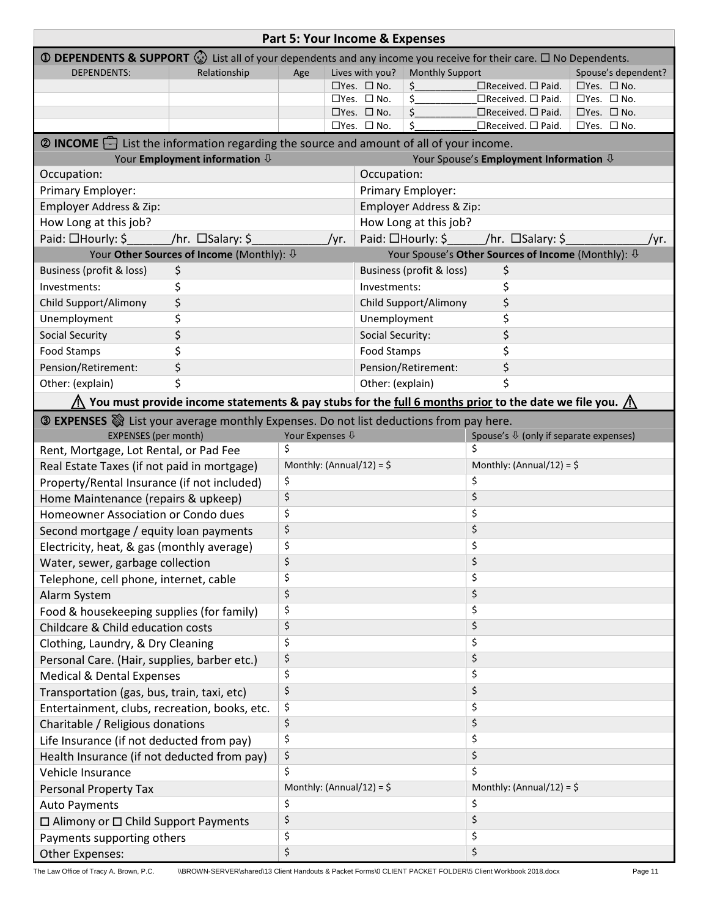## Part 5: Your Income & Expenses

**① DEPENDENTS & SUPPORT** List all of your dependents and any income you receive for their care. ☐ No Dependents.

| DEPENDENTS: | Relationship | Age | Lives with you? | Monthly Support | Spouse's dependent? |
|---|---|---|---|---|---|
| | | | ☐Yes. ☐ No. | $\_\_\_\_\_\_\_\_\_\_ ☐Received. ☐ Paid. | ☐Yes. ☐ No. |
| | | | ☐Yes. ☐ No. | $\_\_\_\_\_\_\_\_\_\_ ☐Received. ☐ Paid. | ☐Yes. ☐ No. |
| | | | ☐Yes. ☐ No. | $\_\_\_\_\_\_\_\_\_\_ ☐Received. ☐ Paid. | ☐Yes. ☐ No. |
| | | | ☐Yes. ☐ No. | $\_\_\_\_\_\_\_\_\_\_ ☐Received. ☐ Paid. | ☐Yes. ☐ No. |

**② INCOME** List the information regarding the source and amount of all of your income.

| Your **Employment information** ⇩ | Your Spouse's **Employment Information** ⇩ |
|---|---|
| Occupation: | Occupation: |
| Primary Employer: | Primary Employer: |
| Employer Address & Zip: | Employer Address & Zip: |
| How Long at this job? | How Long at this job? |
| Paid: ☐Hourly: $\_\_\_\_\_\_/hr. ☐Salary: $\_\_\_\_\_\_\_\_\_\_/yr. | Paid: ☐Hourly: $\_\_\_\_\_\_/hr. ☐Salary: $\_\_\_\_\_\_\_\_\_\_/yr. |

| Your **Other Sources of Income** (Monthly): ⇩ | | Your Spouse's **Other Sources of Income** (Monthly): ⇩ | |
|---|---|---|---|
| Business (profit & loss) | $ | Business (profit & loss) | $ |
| Investments: | $ | Investments: | $ |
| Child Support/Alimony | $ | Child Support/Alimony | $ |
| Unemployment | $ | Unemployment | $ |
| Social Security | $ | Social Security: | $ |
| Food Stamps | $ | Food Stamps | $ |
| Pension/Retirement: | $ | Pension/Retirement: | $ |
| Other: (explain) | $ | Other: (explain) | $ |

⚠ **You must provide income statements & pay stubs for the full 6 months prior to the date we file you.** ⚠

**③ EXPENSES** List your average monthly Expenses. Do not list deductions from pay here.

| EXPENSES (per month) | Your Expenses ⇩ | Spouse's ⇩ (only if separate expenses) |
|---|---|---|
| Rent, Mortgage, Lot Rental, or Pad Fee | $ | $ |
| Real Estate Taxes (if not paid in mortgage) | Monthly: (Annual/12) = $ | Monthly: (Annual/12) = $ |
| Property/Rental Insurance (if not included) | $ | $ |
| Home Maintenance (repairs & upkeep) | $ | $ |
| Homeowner Association or Condo dues | $ | $ |
| Second mortgage / equity loan payments | $ | $ |
| Electricity, heat, & gas (monthly average) | $ | $ |
| Water, sewer, garbage collection | $ | $ |
| Telephone, cell phone, internet, cable | $ | $ |
| Alarm System | $ | $ |
| Food & housekeeping supplies (for family) | $ | $ |
| Childcare & Child education costs | $ | $ |
| Clothing, Laundry, & Dry Cleaning | $ | $ |
| Personal Care. (Hair, supplies, barber etc.) | $ | $ |
| Medical & Dental Expenses | $ | $ |
| Transportation (gas, bus, train, taxi, etc) | $ | $ |
| Entertainment, clubs, recreation, books, etc. | $ | $ |
| Charitable / Religious donations | $ | $ |
| Life Insurance (if not deducted from pay) | $ | $ |
| Health Insurance (if not deducted from pay) | $ | $ |
| Vehicle Insurance | $ | $ |
| Personal Property Tax | Monthly: (Annual/12) = $ | Monthly: (Annual/12) = $ |
| Auto Payments | $ | $ |
| ☐ Alimony or ☐ Child Support Payments | $ | $ |
| Payments supporting others | $ | $ |
| Other Expenses: | $ | $ |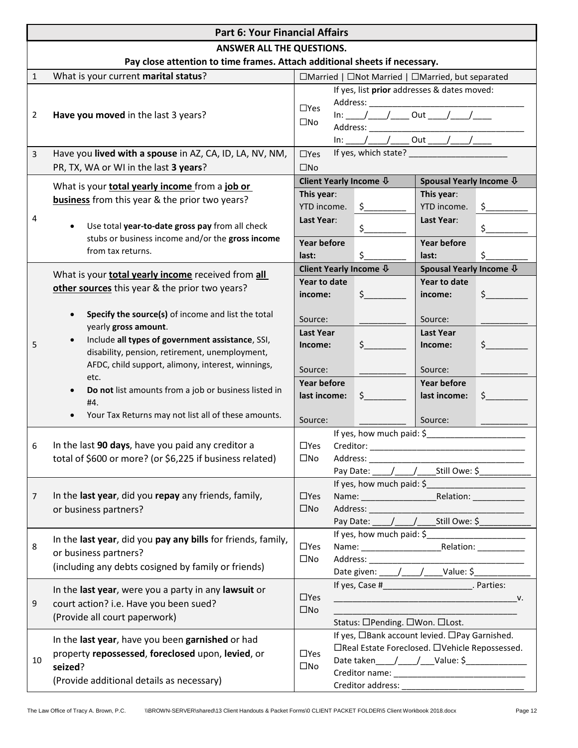## Part 6: Your Financial Affairs

**ANSWER ALL THE QUESTIONS.**

**Pay close attention to time frames. Attach additional sheets if necessary.**

| # | Question | Answer |
|---|---|---|
| 1 | What is your current **marital status**? | ☐Married \| ☐Not Married \| ☐Married, but separated |
| 2 | **Have you moved** in the last 3 years? | ☐Yes ☐No — If yes, list **prior** addresses & dates moved: Address: ______________ In: ___/___/___ Out ___/___/___ Address: ______________ In: ___/___/___ Out ___/___/___ |
| 3 | Have you **lived with a spouse** in AZ, CA, ID, LA, NV, NM, PR, TX, WA or WI in the last **3 years**? | ☐Yes ☐No — If yes, which state? ______________ |

**4** What is your **total yearly income** from a **job or business** from this year & the prior two years?

- Use total **year-to-date gross pay** from all check stubs or business income and/or the **gross income** from tax returns.

| Client Yearly Income ⇩ | | Spousal Yearly Income ⇩ | |
|---|---|---|---|
| **This year**: YTD income. | $________ | **This year**: YTD income. | $________ |
| **Last Year**: | $________ | **Last Year**: | $________ |
| **Year before last:** | $________ | **Year before last:** | $________ |

**5** What is your **total yearly income** received from **all other sources** this year & the prior two years?

- **Specify the source(s)** of income and list the total yearly **gross amount**.
- Include **all types of government assistance**, SSI, disability, pension, retirement, unemployment, AFDC, child support, alimony, interest, winnings, etc.
- **Do not** list amounts from a job or business listed in #4.
- Your Tax Returns may not list all of these amounts.

| Client Yearly Income ⇩ | | Spousal Yearly Income ⇩ | |
|---|---|---|---|
| **Year to date income:** | $________ | **Year to date income:** | $________ |
| Source: | ________ | Source: | ________ |
| **Last Year Income:** | $________ | **Last Year Income:** | $________ |
| Source: | ________ | Source: | ________ |
| **Year before last income:** | $________ | **Year before last income:** | $________ |
| Source: | ________ | Source: | ________ |

| # | Question | Answer |
|---|---|---|
| 6 | In the last **90 days**, have you paid any creditor a total of $600 or more? (or $6,225 if business related) | ☐Yes ☐No — If yes, how much paid: $__________ Creditor: __________ Address: __________ Pay Date: ___/___/___ Still Owe: $________ |
| 7 | In the **last year**, did you **repay** any friends, family, or business partners? | ☐Yes ☐No — If yes, how much paid: $__________ Name: __________ Relation: ________ Address: __________ Pay Date: ___/___/___ Still Owe: $________ |
| 8 | In the **last year**, did you **pay any bills** for friends, family, or business partners? (including any debts cosigned by family or friends) | ☐Yes ☐No — If yes, how much paid: $__________ Name: __________ Relation: ________ Address: __________ Date given: ___/___/___ Value: $________ |
| 9 | In the **last year**, were you a party in any **lawsuit** or court action? i.e. Have you been sued? (Provide all court paperwork) | ☐Yes ☐No — If yes, Case #__________. Parties: __________ v. __________ Status: ☐Pending. ☐Won. ☐Lost. |
| 10 | In the **last year**, have you been **garnished** or had property **repossessed**, **foreclosed** upon, **levied**, or **seized**? (Provide additional details as necessary) | ☐Yes ☐No — If yes, ☐Bank account levied. ☐Pay Garnished. ☐Real Estate Foreclosed. ☐Vehicle Repossessed. Date taken___/___/___ Value: $________ Creditor name: __________ Creditor address: __________ |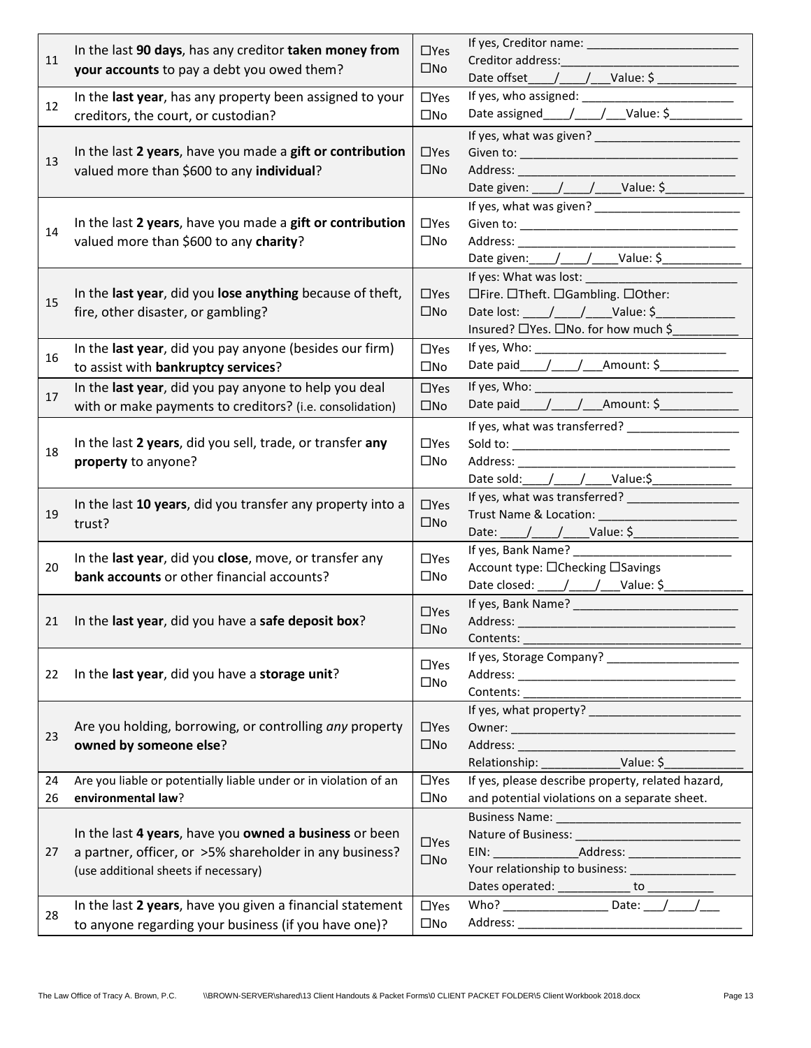| # | Question | Answer | Details |
|---|---|---|---|
| 11 | In the last **90 days**, has any creditor **taken money from your accounts** to pay a debt you owed them? | ☐Yes ☐No | If yes, Creditor name: ____________ Creditor address: ____________ Date offset____/____/___Value: $ ____________ |
| 12 | In the **last year**, has any property been assigned to your creditors, the court, or custodian? | ☐Yes ☐No | If yes, who assigned: ____________ Date assigned____/____/___Value: $____________ |
| 13 | In the last **2 years**, have you made a **gift or contribution** valued more than $600 to any **individual**? | ☐Yes ☐No | If yes, what was given? ____________ Given to: ____________ Address: ____________ Date given: ____/____/____Value: $____________ |
| 14 | In the last **2 years**, have you made a **gift or contribution** valued more than $600 to any **charity**? | ☐Yes ☐No | If yes, what was given? ____________ Given to: ____________ Address: ____________ Date given:____/____/____Value: $____________ |
| 15 | In the **last year**, did you **lose anything** because of theft, fire, other disaster, or gambling? | ☐Yes ☐No | If yes: What was lost: ____________ ☐Fire. ☐Theft. ☐Gambling. ☐Other: Date lost: ____/____/____Value: $____________ Insured? ☐Yes. ☐No. for how much $__________ |
| 16 | In the **last year**, did you pay anyone (besides our firm) to assist with **bankruptcy services**? | ☐Yes ☐No | If yes, Who: ____________ Date paid____/____/___Amount: $____________ |
| 17 | In the **last year**, did you pay anyone to help you deal with or make payments to creditors? (i.e. consolidation) | ☐Yes ☐No | If yes, Who: ____________ Date paid____/____/___Amount: $____________ |
| 18 | In the last **2 years**, did you sell, trade, or transfer **any property** to anyone? | ☐Yes ☐No | If yes, what was transferred? ____________ Sold to: ____________ Address: ____________ Date sold:____/____/____Value:$____________ |
| 19 | In the last **10 years**, did you transfer any property into a trust? | ☐Yes ☐No | If yes, what was transferred? ____________ Trust Name & Location: ____________ Date: ____/____/____Value: $____________ |
| 20 | In the **last year**, did you **close**, move, or transfer any **bank accounts** or other financial accounts? | ☐Yes ☐No | If yes, Bank Name? ____________ Account type: ☐Checking ☐Savings Date closed: ____/____/___Value: $____________ |
| 21 | In the **last year**, did you have a **safe deposit box**? | ☐Yes ☐No | If yes, Bank Name? ____________ Address: ____________ Contents: ____________ |
| 22 | In the **last year**, did you have a **storage unit**? | ☐Yes ☐No | If yes, Storage Company? ____________ Address: ____________ Contents: ____________ |
| 23 | Are you holding, borrowing, or controlling *any* property **owned by someone else**? | ☐Yes ☐No | If yes, what property? ____________ Owner: ____________ Address: ____________ Relationship: ____________Value: $____________ |
| 24 26 | Are you liable or potentially liable under or in violation of an **environmental law**? | ☐Yes ☐No | If yes, please describe property, related hazard, and potential violations on a separate sheet. |
| 27 | In the last **4 years**, have you **owned a business** or been a partner, officer, or >5% shareholder in any business? (use additional sheets if necessary) | ☐Yes ☐No | Business Name: ____________ Nature of Business: ____________ EIN: ____________Address: ____________ Your relationship to business: ____________ Dates operated: ___________ to __________ |
| 28 | In the last **2 years**, have you given a financial statement to anyone regarding your business (if you have one)? | ☐Yes ☐No | Who? ________________ Date: ___/____/___ Address: ____________ |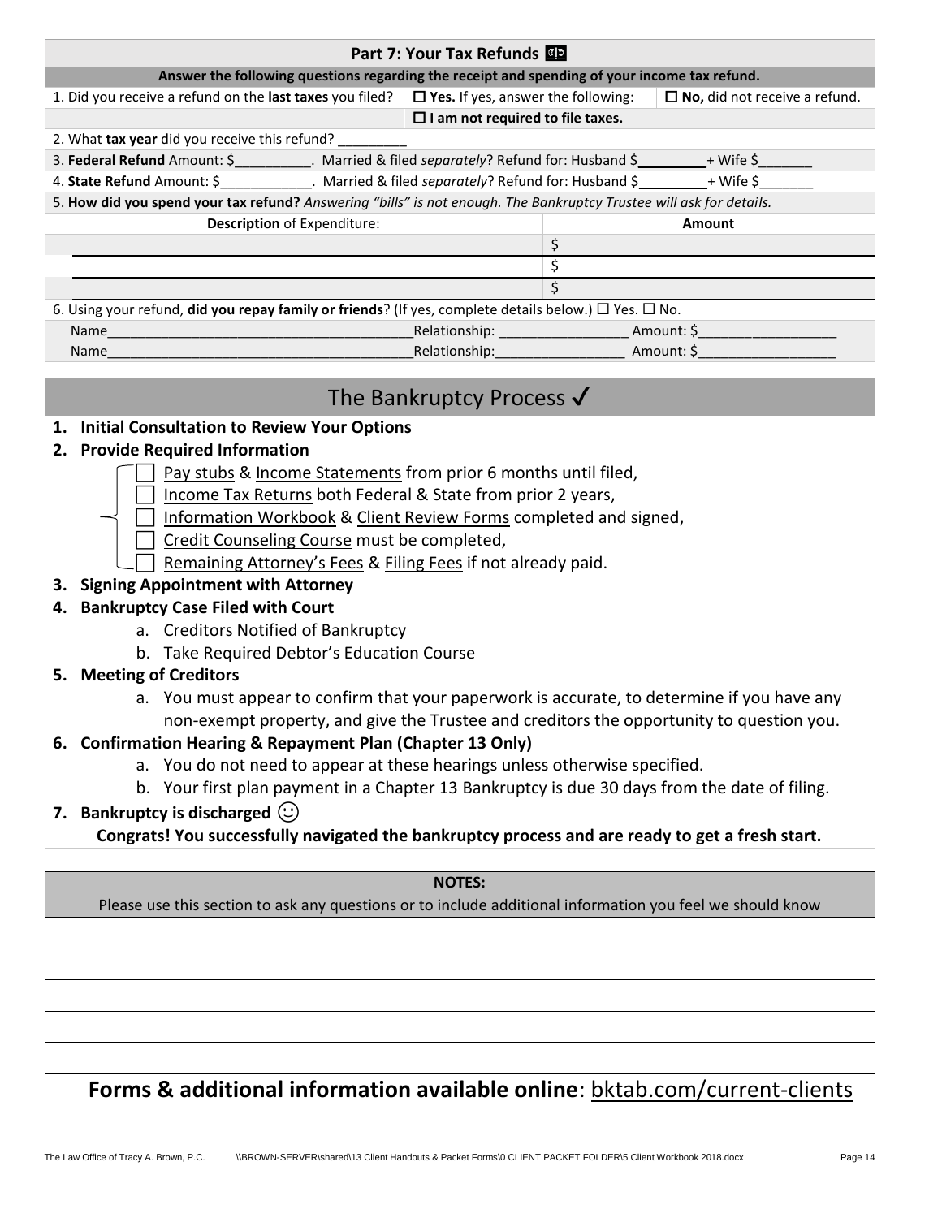## Part 7: Your Tax Refunds

**Answer the following questions regarding the receipt and spending of your income tax refund.**

| | | |
|---|---|---|
| 1. Did you receive a refund on the **last taxes** you filed? | ☐ **Yes.** If yes, answer the following: | ☐ **No,** did not receive a refund. |
| | ☐ **I am not required to file taxes.** | |

2. What **tax year** did you receive this refund? _________

3. **Federal Refund** Amount: $__________. Married & filed *separately*? Refund for: Husband $_________+ Wife $_______

4. **State Refund** Amount: $____________. Married & filed *separately*? Refund for: Husband $_________+ Wife $_______

5. **How did you spend your tax refund?** *Answering "bills" is not enough. The Bankruptcy Trustee will ask for details.*

| **Description** of Expenditure: | **Amount** |
|---|---|
| | $ |
| | $ |
| | $ |

6. Using your refund, **did you repay family or friends**? (If yes, complete details below.) ☐ Yes. ☐ No.

Name_______________________________________Relationship: ________________ Amount: $__________________

Name_______________________________________Relationship:________________ Amount: $_________________

## The Bankruptcy Process ✓

1. **Initial Consultation to Review Your Options**
2. **Provide Required Information**
   - ☐ Pay stubs & Income Statements from prior 6 months until filed,
   - ☐ Income Tax Returns both Federal & State from prior 2 years,
   - ☐ Information Workbook & Client Review Forms completed and signed,
   - ☐ Credit Counseling Course must be completed,
   - ☐ Remaining Attorney's Fees & Filing Fees if not already paid.
3. **Signing Appointment with Attorney**
4. **Bankruptcy Case Filed with Court**
   a. Creditors Notified of Bankruptcy
   b. Take Required Debtor's Education Course
5. **Meeting of Creditors**
   a. You must appear to confirm that your paperwork is accurate, to determine if you have any non-exempt property, and give the Trustee and creditors the opportunity to question you.
6. **Confirmation Hearing & Repayment Plan (Chapter 13 Only)**
   a. You do not need to appear at these hearings unless otherwise specified.
   b. Your first plan payment in a Chapter 13 Bankruptcy is due 30 days from the date of filing.
7. **Bankruptcy is discharged** ☺

**Congrats! You successfully navigated the bankruptcy process and are ready to get a fresh start.**

**NOTES:**

Please use this section to ask any questions or to include additional information you feel we should know

## **Forms & additional information available online**: bktab.com/current-clients